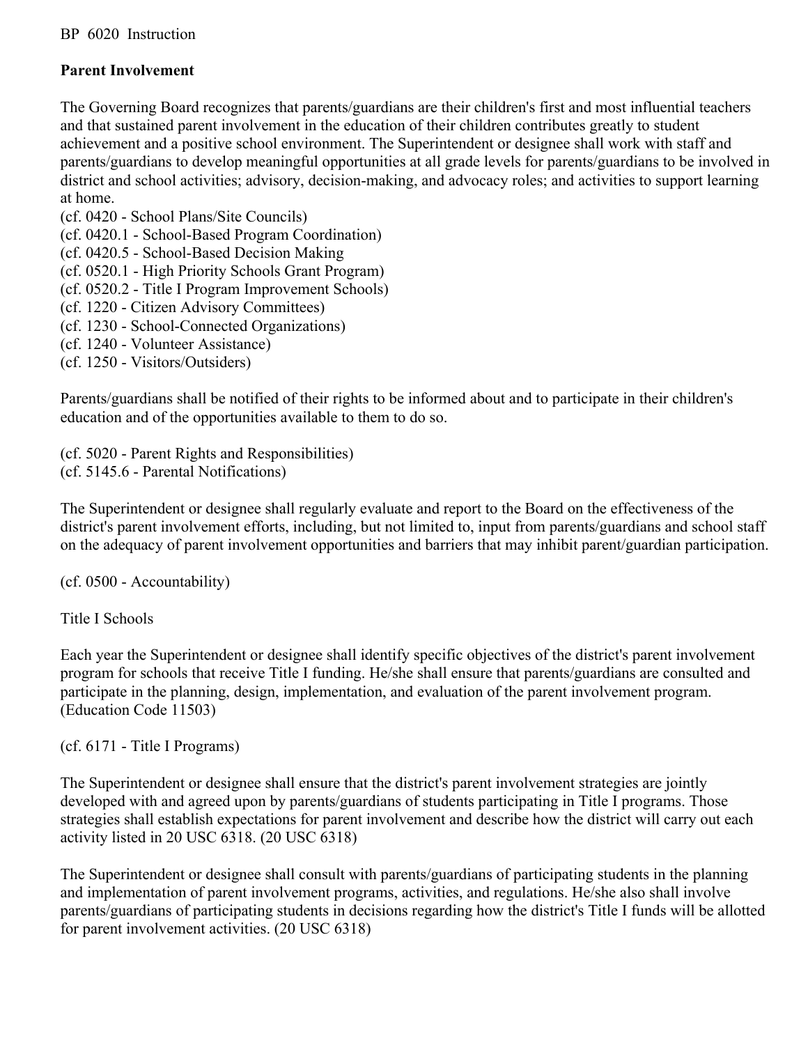BP 6020 Instruction

**Parent Involvement**

The Governing Board recognizes that parents/guardians are their children's first and most influential teachers and that sustained parent involvement in the education of their children contributes greatly to student achievement and a positive school environment. The Superintendent or designee shall work with staff and parents/guardians to develop meaningful opportunities at all grade levels for parents/guardians to be involved in district and school activities; advisory, decision-making, and advocacy roles; and activities to support learning at home.

(cf. 0420 - School Plans/Site Councils)
(cf. 0420.1 - School-Based Program Coordination)
(cf. 0420.5 - School-Based Decision Making
(cf. 0520.1 - High Priority Schools Grant Program)
(cf. 0520.2 - Title I Program Improvement Schools)
(cf. 1220 - Citizen Advisory Committees)
(cf. 1230 - School-Connected Organizations)
(cf. 1240 - Volunteer Assistance)
(cf. 1250 - Visitors/Outsiders)

Parents/guardians shall be notified of their rights to be informed about and to participate in their children's education and of the opportunities available to them to do so.

(cf. 5020 - Parent Rights and Responsibilities)
(cf. 5145.6 - Parental Notifications)

The Superintendent or designee shall regularly evaluate and report to the Board on the effectiveness of the district's parent involvement efforts, including, but not limited to, input from parents/guardians and school staff on the adequacy of parent involvement opportunities and barriers that may inhibit parent/guardian participation.

(cf. 0500 - Accountability)

Title I Schools

Each year the Superintendent or designee shall identify specific objectives of the district's parent involvement program for schools that receive Title I funding. He/she shall ensure that parents/guardians are consulted and participate in the planning, design, implementation, and evaluation of the parent involvement program. (Education Code 11503)

(cf. 6171 - Title I Programs)

The Superintendent or designee shall ensure that the district's parent involvement strategies are jointly developed with and agreed upon by parents/guardians of students participating in Title I programs. Those strategies shall establish expectations for parent involvement and describe how the district will carry out each activity listed in 20 USC 6318. (20 USC 6318)

The Superintendent or designee shall consult with parents/guardians of participating students in the planning and implementation of parent involvement programs, activities, and regulations. He/she also shall involve parents/guardians of participating students in decisions regarding how the district's Title I funds will be allotted for parent involvement activities. (20 USC 6318)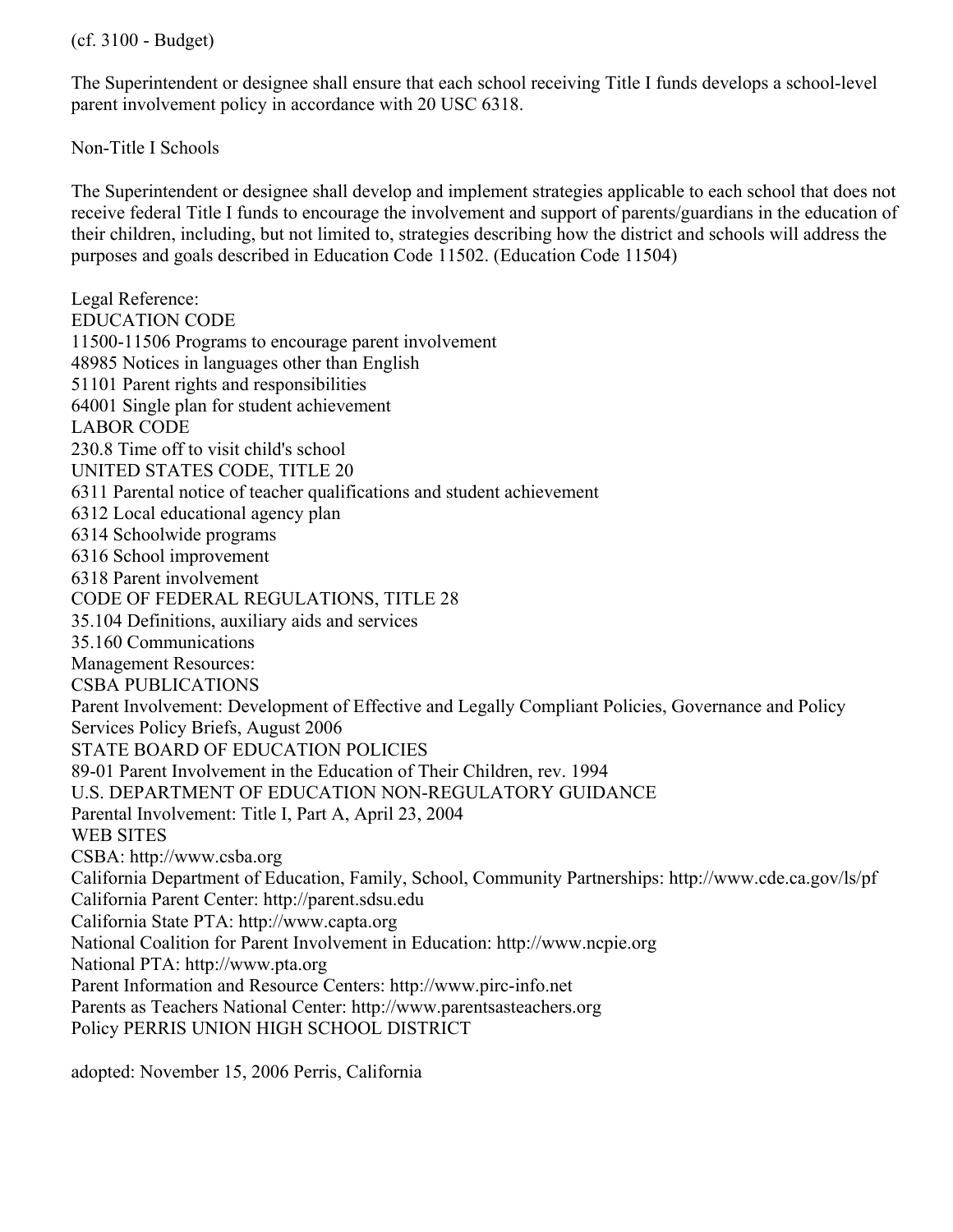(cf. 3100 - Budget)

The Superintendent or designee shall ensure that each school receiving Title I funds develops a school-level parent involvement policy in accordance with 20 USC 6318.

Non-Title I Schools

The Superintendent or designee shall develop and implement strategies applicable to each school that does not receive federal Title I funds to encourage the involvement and support of parents/guardians in the education of their children, including, but not limited to, strategies describing how the district and schools will address the purposes and goals described in Education Code 11502. (Education Code 11504)

Legal Reference:
EDUCATION CODE
11500-11506 Programs to encourage parent involvement
48985 Notices in languages other than English
51101 Parent rights and responsibilities
64001 Single plan for student achievement
LABOR CODE
230.8 Time off to visit child's school
UNITED STATES CODE, TITLE 20
6311 Parental notice of teacher qualifications and student achievement
6312 Local educational agency plan
6314 Schoolwide programs
6316 School improvement
6318 Parent involvement
CODE OF FEDERAL REGULATIONS, TITLE 28
35.104 Definitions, auxiliary aids and services
35.160 Communications
Management Resources:
CSBA PUBLICATIONS
Parent Involvement: Development of Effective and Legally Compliant Policies, Governance and Policy Services Policy Briefs, August 2006
STATE BOARD OF EDUCATION POLICIES
89-01 Parent Involvement in the Education of Their Children, rev. 1994
U.S. DEPARTMENT OF EDUCATION NON-REGULATORY GUIDANCE
Parental Involvement: Title I, Part A, April 23, 2004
WEB SITES
CSBA: http://www.csba.org
California Department of Education, Family, School, Community Partnerships: http://www.cde.ca.gov/ls/pf
California Parent Center: http://parent.sdsu.edu
California State PTA: http://www.capta.org
National Coalition for Parent Involvement in Education: http://www.ncpie.org
National PTA: http://www.pta.org
Parent Information and Resource Centers: http://www.pirc-info.net
Parents as Teachers National Center: http://www.parentsasteachers.org
Policy PERRIS UNION HIGH SCHOOL DISTRICT

adopted: November 15, 2006 Perris, California